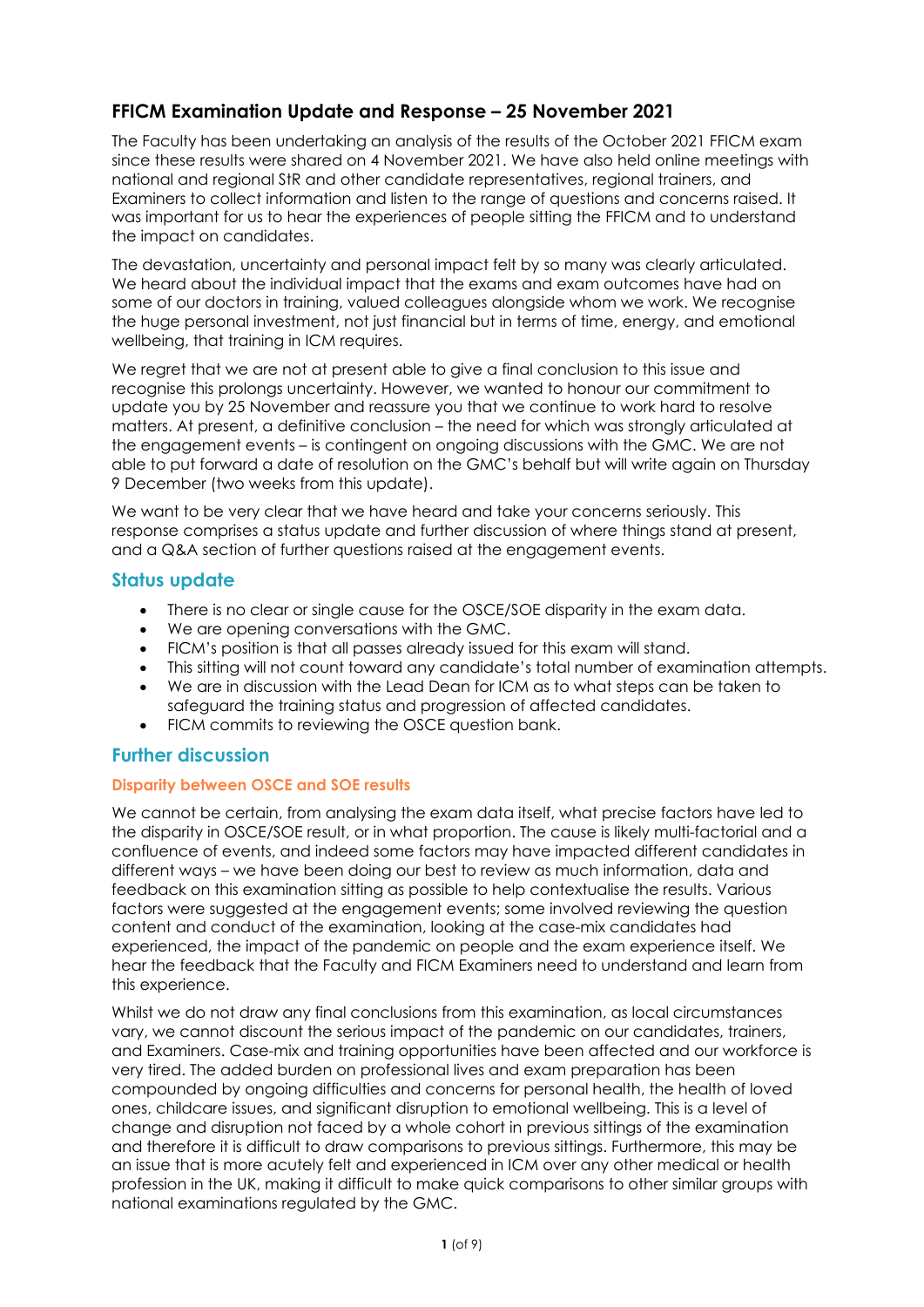## FFICM Examination Update and Response – 25 November 2021

The Faculty has been undertaking an analysis of the results of the October 2021 FFICM exam since these results were shared on 4 November 2021. We have also held online meetings with national and regional StR and other candidate representatives, regional trainers, and Examiners to collect information and listen to the range of questions and concerns raised. It was important for us to hear the experiences of people sitting the FFICM and to understand the impact on candidates.

The devastation, uncertainty and personal impact felt by so many was clearly articulated. We heard about the individual impact that the exams and exam outcomes have had on some of our doctors in training, valued colleagues alongside whom we work. We recognise the huge personal investment, not just financial but in terms of time, energy, and emotional wellbeing, that training in ICM requires.

We regret that we are not at present able to give a final conclusion to this issue and recognise this prolongs uncertainty. However, we wanted to honour our commitment to update you by 25 November and reassure you that we continue to work hard to resolve matters. At present, a definitive conclusion – the need for which was strongly articulated at the engagement events – is contingent on ongoing discussions with the GMC. We are not able to put forward a date of resolution on the GMC's behalf but will write again on Thursday 9 December (two weeks from this update).

We want to be very clear that we have heard and take your concerns seriously. This response comprises a status update and further discussion of where things stand at present, and a Q&A section of further questions raised at the engagement events.

### Status update

- There is no clear or single cause for the OSCE/SOE disparity in the exam data.
- We are opening conversations with the GMC.
- FICM's position is that all passes already issued for this exam will stand.
- This sitting will not count toward any candidate's total number of examination attempts.
- We are in discussion with the Lead Dean for ICM as to what steps can be taken to safeguard the training status and progression of affected candidates.
- FICM commits to reviewing the OSCE question bank.

### Further discussion

#### Disparity between OSCE and SOE results

We cannot be certain, from analysing the exam data itself, what precise factors have led to the disparity in OSCE/SOE result, or in what proportion. The cause is likely multi-factorial and a confluence of events, and indeed some factors may have impacted different candidates in different ways – we have been doing our best to review as much information, data and feedback on this examination sitting as possible to help contextualise the results. Various factors were suggested at the engagement events; some involved reviewing the question content and conduct of the examination, looking at the case-mix candidates had experienced, the impact of the pandemic on people and the exam experience itself. We hear the feedback that the Faculty and FICM Examiners need to understand and learn from this experience.

Whilst we do not draw any final conclusions from this examination, as local circumstances vary, we cannot discount the serious impact of the pandemic on our candidates, trainers, and Examiners. Case-mix and training opportunities have been affected and our workforce is very tired. The added burden on professional lives and exam preparation has been compounded by ongoing difficulties and concerns for personal health, the health of loved ones, childcare issues, and significant disruption to emotional wellbeing. This is a level of change and disruption not faced by a whole cohort in previous sittings of the examination and therefore it is difficult to draw comparisons to previous sittings. Furthermore, this may be an issue that is more acutely felt and experienced in ICM over any other medical or health profession in the UK, making it difficult to make quick comparisons to other similar groups with national examinations regulated by the GMC.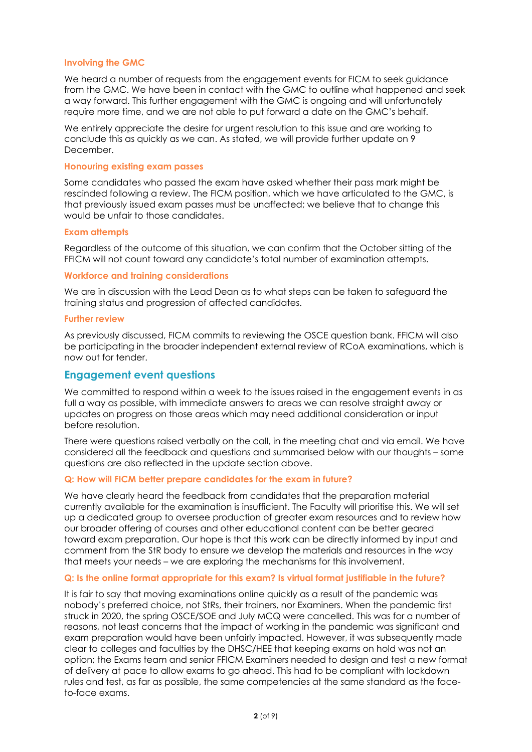### Involving the GMC

We heard a number of requests from the engagement events for FICM to seek guidance from the GMC. We have been in contact with the GMC to outline what happened and seek a way forward. This further engagement with the GMC is ongoing and will unfortunately require more time, and we are not able to put forward a date on the GMC's behalf.

We entirely appreciate the desire for urgent resolution to this issue and are working to conclude this as quickly as we can. As stated, we will provide further update on 9 December.

### Honouring existing exam passes

Some candidates who passed the exam have asked whether their pass mark might be rescinded following a review. The FICM position, which we have articulated to the GMC, is that previously issued exam passes must be unaffected; we believe that to change this would be unfair to those candidates.

### Exam attempts

Regardless of the outcome of this situation, we can confirm that the October sitting of the FFICM will not count toward any candidate's total number of examination attempts.

### Workforce and training considerations

We are in discussion with the Lead Dean as to what steps can be taken to safeguard the training status and progression of affected candidates.

### Further review

As previously discussed, FICM commits to reviewing the OSCE question bank. FFICM will also be participating in the broader independent external review of RCoA examinations, which is now out for tender.

## Engagement event questions

We committed to respond within a week to the issues raised in the engagement events in as full a way as possible, with immediate answers to areas we can resolve straight away or updates on progress on those areas which may need additional consideration or input before resolution.

There were questions raised verbally on the call, in the meeting chat and via email. We have considered all the feedback and questions and summarised below with our thoughts – some questions are also reflected in the update section above.

### Q: How will FICM better prepare candidates for the exam in future?

We have clearly heard the feedback from candidates that the preparation material currently available for the examination is insufficient. The Faculty will prioritise this. We will set up a dedicated group to oversee production of greater exam resources and to review how our broader offering of courses and other educational content can be better geared toward exam preparation. Our hope is that this work can be directly informed by input and comment from the StR body to ensure we develop the materials and resources in the way that meets your needs – we are exploring the mechanisms for this involvement.

### Q: Is the online format appropriate for this exam? Is virtual format justifiable in the future?

It is fair to say that moving examinations online quickly as a result of the pandemic was nobody's preferred choice, not StRs, their trainers, nor Examiners. When the pandemic first struck in 2020, the spring OSCE/SOE and July MCQ were cancelled. This was for a number of reasons, not least concerns that the impact of working in the pandemic was significant and exam preparation would have been unfairly impacted. However, it was subsequently made clear to colleges and faculties by the DHSC/HEE that keeping exams on hold was not an option; the Exams team and senior FFICM Examiners needed to design and test a new format of delivery at pace to allow exams to go ahead. This had to be compliant with lockdown rules and test, as far as possible, the same competencies at the same standard as the face-to-face exams.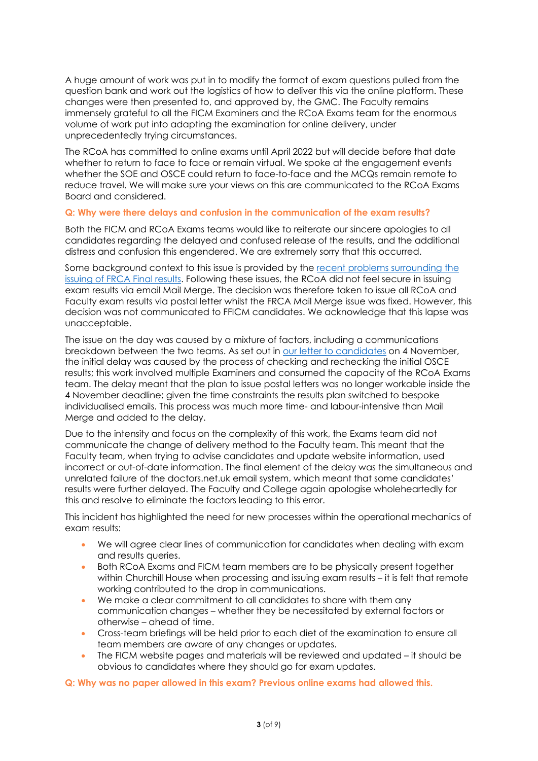A huge amount of work was put in to modify the format of exam questions pulled from the question bank and work out the logistics of how to deliver this via the online platform. These changes were then presented to, and approved by, the GMC. The Faculty remains immensely grateful to all the FICM Examiners and the RCoA Exams team for the enormous volume of work put into adapting the examination for online delivery, under unprecedentedly trying circumstances.

The RCoA has committed to online exams until April 2022 but will decide before that date whether to return to face to face or remain virtual. We spoke at the engagement events whether the SOE and OSCE could return to face-to-face and the MCQs remain remote to reduce travel. We will make sure your views on this are communicated to the RCoA Exams Board and considered.

**Q: Why were there delays and confusion in the communication of the exam results?**

Both the FICM and RCoA Exams teams would like to reiterate our sincere apologies to all candidates regarding the delayed and confused release of the results, and the additional distress and confusion this engendered. We are extremely sorry that this occurred.

Some background context to this issue is provided by the recent problems surrounding the issuing of FRCA Final results. Following these issues, the RCoA did not feel secure in issuing exam results via email Mail Merge. The decision was therefore taken to issue all RCoA and Faculty exam results via postal letter whilst the FRCA Mail Merge issue was fixed. However, this decision was not communicated to FFICM candidates. We acknowledge that this lapse was unacceptable.

The issue on the day was caused by a mixture of factors, including a communications breakdown between the two teams. As set out in our letter to candidates on 4 November, the initial delay was caused by the process of checking and rechecking the initial OSCE results; this work involved multiple Examiners and consumed the capacity of the RCoA Exams team. The delay meant that the plan to issue postal letters was no longer workable inside the 4 November deadline; given the time constraints the results plan switched to bespoke individualised emails. This process was much more time- and labour-intensive than Mail Merge and added to the delay.

Due to the intensity and focus on the complexity of this work, the Exams team did not communicate the change of delivery method to the Faculty team. This meant that the Faculty team, when trying to advise candidates and update website information, used incorrect or out-of-date information. The final element of the delay was the simultaneous and unrelated failure of the doctors.net.uk email system, which meant that some candidates' results were further delayed. The Faculty and College again apologise wholeheartedly for this and resolve to eliminate the factors leading to this error.

This incident has highlighted the need for new processes within the operational mechanics of exam results:

- We will agree clear lines of communication for candidates when dealing with exam and results queries.
- Both RCoA Exams and FICM team members are to be physically present together within Churchill House when processing and issuing exam results – it is felt that remote working contributed to the drop in communications.
- We make a clear commitment to all candidates to share with them any communication changes – whether they be necessitated by external factors or otherwise – ahead of time.
- Cross-team briefings will be held prior to each diet of the examination to ensure all team members are aware of any changes or updates.
- The FICM website pages and materials will be reviewed and updated – it should be obvious to candidates where they should go for exam updates.

**Q: Why was no paper allowed in this exam? Previous online exams had allowed this.**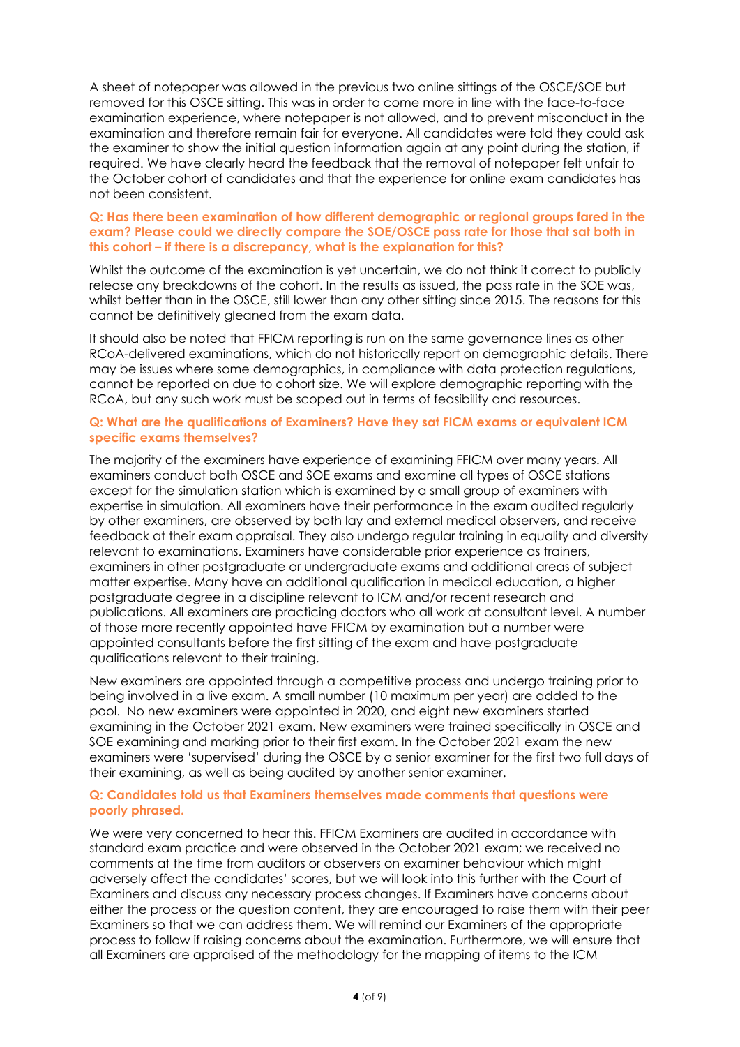A sheet of notepaper was allowed in the previous two online sittings of the OSCE/SOE but removed for this OSCE sitting. This was in order to come more in line with the face-to-face examination experience, where notepaper is not allowed, and to prevent misconduct in the examination and therefore remain fair for everyone. All candidates were told they could ask the examiner to show the initial question information again at any point during the station, if required. We have clearly heard the feedback that the removal of notepaper felt unfair to the October cohort of candidates and that the experience for online exam candidates has not been consistent.

**Q: Has there been examination of how different demographic or regional groups fared in the exam? Please could we directly compare the SOE/OSCE pass rate for those that sat both in this cohort – if there is a discrepancy, what is the explanation for this?**

Whilst the outcome of the examination is yet uncertain, we do not think it correct to publicly release any breakdowns of the cohort. In the results as issued, the pass rate in the SOE was, whilst better than in the OSCE, still lower than any other sitting since 2015. The reasons for this cannot be definitively gleaned from the exam data.

It should also be noted that FFICM reporting is run on the same governance lines as other RCoA-delivered examinations, which do not historically report on demographic details. There may be issues where some demographics, in compliance with data protection regulations, cannot be reported on due to cohort size. We will explore demographic reporting with the RCoA, but any such work must be scoped out in terms of feasibility and resources.

**Q: What are the qualifications of Examiners? Have they sat FICM exams or equivalent ICM specific exams themselves?**

The majority of the examiners have experience of examining FFICM over many years. All examiners conduct both OSCE and SOE exams and examine all types of OSCE stations except for the simulation station which is examined by a small group of examiners with expertise in simulation. All examiners have their performance in the exam audited regularly by other examiners, are observed by both lay and external medical observers, and receive feedback at their exam appraisal. They also undergo regular training in equality and diversity relevant to examinations. Examiners have considerable prior experience as trainers, examiners in other postgraduate or undergraduate exams and additional areas of subject matter expertise. Many have an additional qualification in medical education, a higher postgraduate degree in a discipline relevant to ICM and/or recent research and publications. All examiners are practicing doctors who all work at consultant level. A number of those more recently appointed have FFICM by examination but a number were appointed consultants before the first sitting of the exam and have postgraduate qualifications relevant to their training.

New examiners are appointed through a competitive process and undergo training prior to being involved in a live exam. A small number (10 maximum per year) are added to the pool. No new examiners were appointed in 2020, and eight new examiners started examining in the October 2021 exam. New examiners were trained specifically in OSCE and SOE examining and marking prior to their first exam. In the October 2021 exam the new examiners were 'supervised' during the OSCE by a senior examiner for the first two full days of their examining, as well as being audited by another senior examiner.

**Q: Candidates told us that Examiners themselves made comments that questions were poorly phrased.**

We were very concerned to hear this. FFICM Examiners are audited in accordance with standard exam practice and were observed in the October 2021 exam; we received no comments at the time from auditors or observers on examiner behaviour which might adversely affect the candidates' scores, but we will look into this further with the Court of Examiners and discuss any necessary process changes. If Examiners have concerns about either the process or the question content, they are encouraged to raise them with their peer Examiners so that we can address them. We will remind our Examiners of the appropriate process to follow if raising concerns about the examination. Furthermore, we will ensure that all Examiners are appraised of the methodology for the mapping of items to the ICM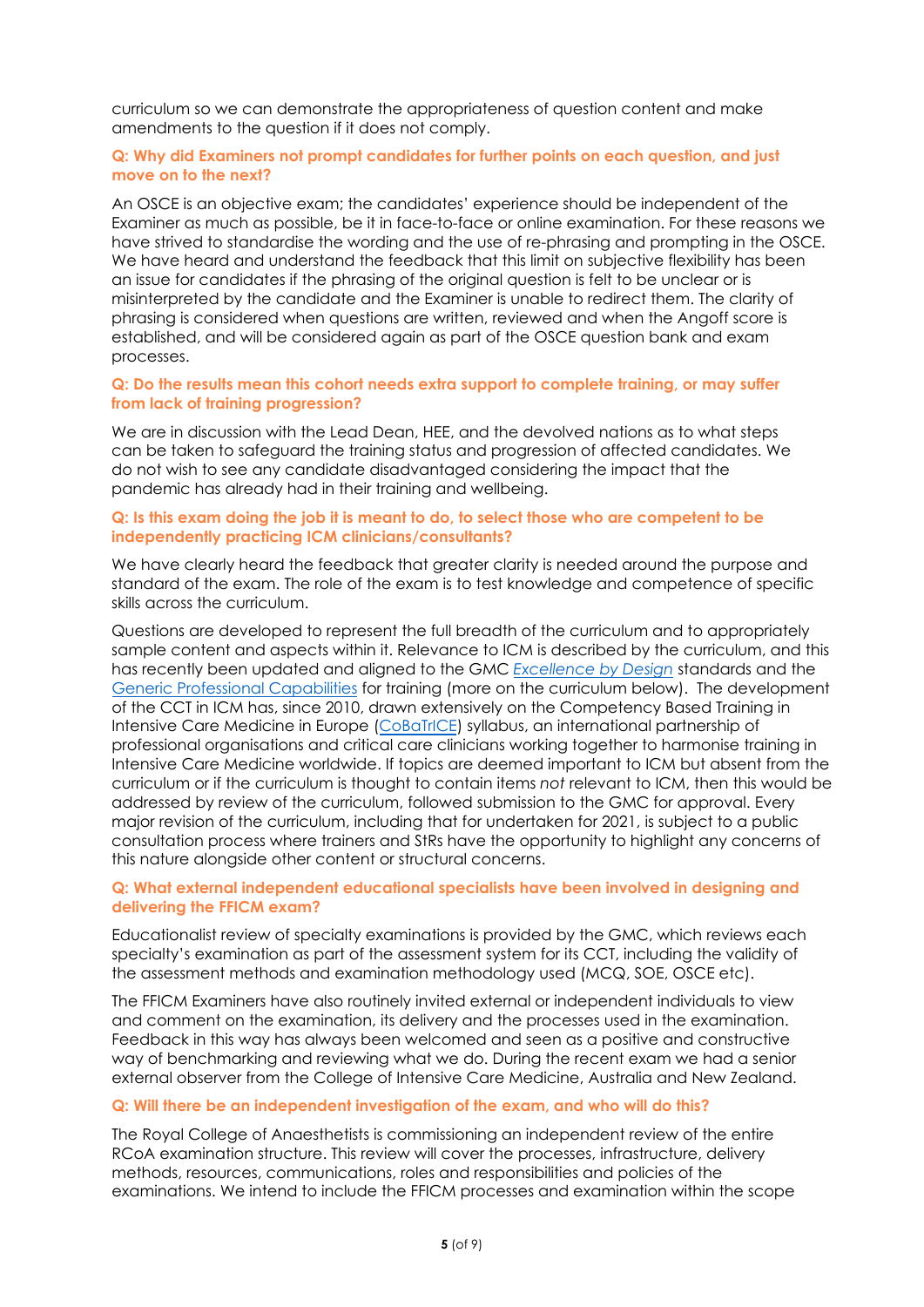curriculum so we can demonstrate the appropriateness of question content and make amendments to the question if it does not comply.

**Q: Why did Examiners not prompt candidates for further points on each question, and just move on to the next?**

An OSCE is an objective exam; the candidates' experience should be independent of the Examiner as much as possible, be it in face-to-face or online examination. For these reasons we have strived to standardise the wording and the use of re-phrasing and prompting in the OSCE. We have heard and understand the feedback that this limit on subjective flexibility has been an issue for candidates if the phrasing of the original question is felt to be unclear or is misinterpreted by the candidate and the Examiner is unable to redirect them. The clarity of phrasing is considered when questions are written, reviewed and when the Angoff score is established, and will be considered again as part of the OSCE question bank and exam processes.

**Q: Do the results mean this cohort needs extra support to complete training, or may suffer from lack of training progression?**

We are in discussion with the Lead Dean, HEE, and the devolved nations as to what steps can be taken to safeguard the training status and progression of affected candidates. We do not wish to see any candidate disadvantaged considering the impact that the pandemic has already had in their training and wellbeing.

**Q: Is this exam doing the job it is meant to do, to select those who are competent to be independently practicing ICM clinicians/consultants?**

We have clearly heard the feedback that greater clarity is needed around the purpose and standard of the exam. The role of the exam is to test knowledge and competence of specific skills across the curriculum.

Questions are developed to represent the full breadth of the curriculum and to appropriately sample content and aspects within it. Relevance to ICM is described by the curriculum, and this has recently been updated and aligned to the GMC *Excellence by Design* standards and the Generic Professional Capabilities for training (more on the curriculum below). The development of the CCT in ICM has, since 2010, drawn extensively on the Competency Based Training in Intensive Care Medicine in Europe (CoBaTrICE) syllabus, an international partnership of professional organisations and critical care clinicians working together to harmonise training in Intensive Care Medicine worldwide. If topics are deemed important to ICM but absent from the curriculum or if the curriculum is thought to contain items *not* relevant to ICM, then this would be addressed by review of the curriculum, followed submission to the GMC for approval. Every major revision of the curriculum, including that for undertaken for 2021, is subject to a public consultation process where trainers and StRs have the opportunity to highlight any concerns of this nature alongside other content or structural concerns.

**Q: What external independent educational specialists have been involved in designing and delivering the FFICM exam?**

Educationalist review of specialty examinations is provided by the GMC, which reviews each specialty's examination as part of the assessment system for its CCT, including the validity of the assessment methods and examination methodology used (MCQ, SOE, OSCE etc).

The FFICM Examiners have also routinely invited external or independent individuals to view and comment on the examination, its delivery and the processes used in the examination. Feedback in this way has always been welcomed and seen as a positive and constructive way of benchmarking and reviewing what we do. During the recent exam we had a senior external observer from the College of Intensive Care Medicine, Australia and New Zealand.

**Q: Will there be an independent investigation of the exam, and who will do this?**

The Royal College of Anaesthetists is commissioning an independent review of the entire RCoA examination structure. This review will cover the processes, infrastructure, delivery methods, resources, communications, roles and responsibilities and policies of the examinations. We intend to include the FFICM processes and examination within the scope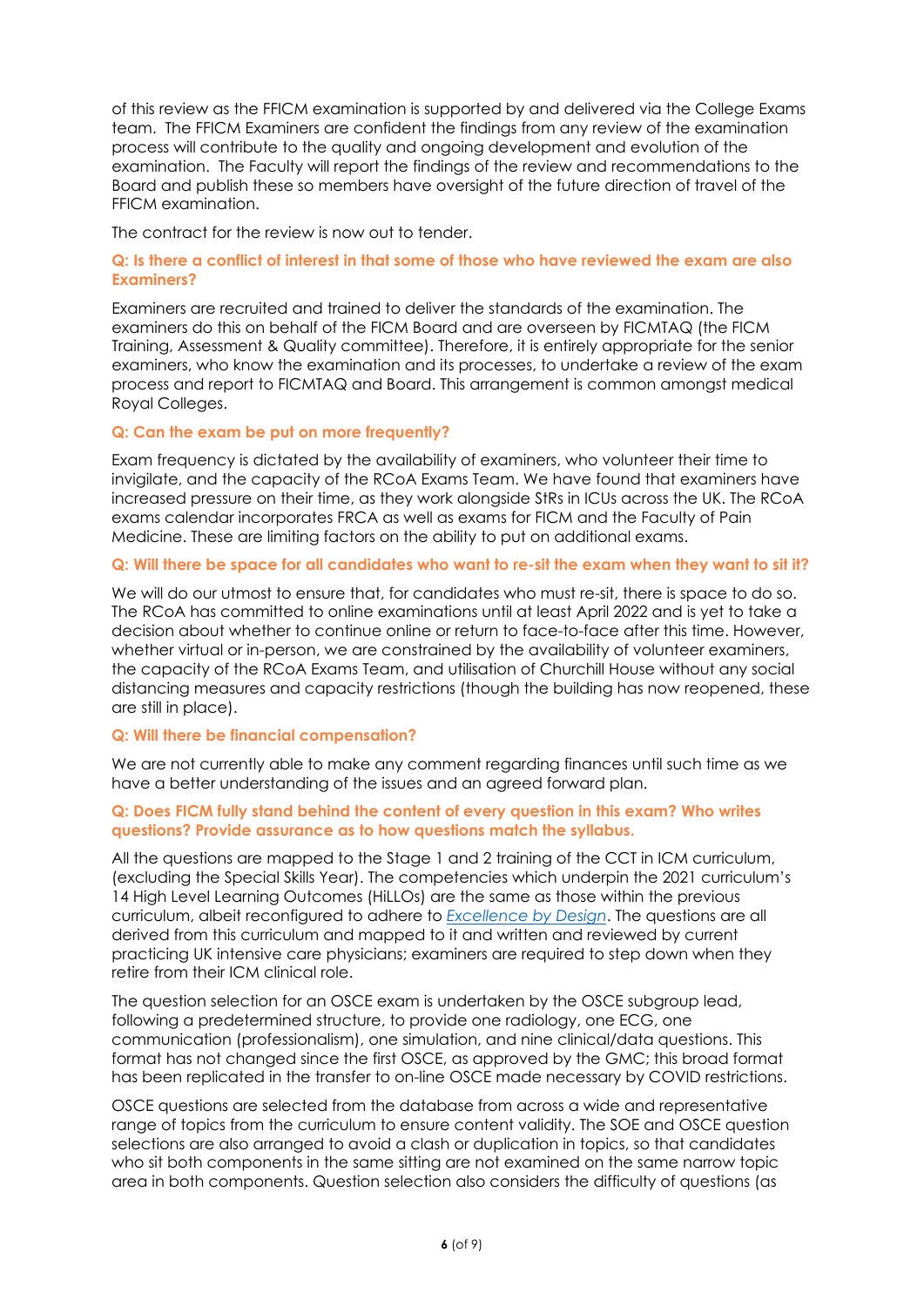of this review as the FFICM examination is supported by and delivered via the College Exams team. The FFICM Examiners are confident the findings from any review of the examination process will contribute to the quality and ongoing development and evolution of the examination. The Faculty will report the findings of the review and recommendations to the Board and publish these so members have oversight of the future direction of travel of the FFICM examination.

The contract for the review is now out to tender.

**Q: Is there a conflict of interest in that some of those who have reviewed the exam are also Examiners?**

Examiners are recruited and trained to deliver the standards of the examination. The examiners do this on behalf of the FICM Board and are overseen by FICMTAQ (the FICM Training, Assessment & Quality committee). Therefore, it is entirely appropriate for the senior examiners, who know the examination and its processes, to undertake a review of the exam process and report to FICMTAQ and Board. This arrangement is common amongst medical Royal Colleges.

**Q: Can the exam be put on more frequently?**

Exam frequency is dictated by the availability of examiners, who volunteer their time to invigilate, and the capacity of the RCoA Exams Team. We have found that examiners have increased pressure on their time, as they work alongside StRs in ICUs across the UK. The RCoA exams calendar incorporates FRCA as well as exams for FICM and the Faculty of Pain Medicine. These are limiting factors on the ability to put on additional exams.

**Q: Will there be space for all candidates who want to re-sit the exam when they want to sit it?**

We will do our utmost to ensure that, for candidates who must re-sit, there is space to do so. The RCoA has committed to online examinations until at least April 2022 and is yet to take a decision about whether to continue online or return to face-to-face after this time. However, whether virtual or in-person, we are constrained by the availability of volunteer examiners, the capacity of the RCoA Exams Team, and utilisation of Churchill House without any social distancing measures and capacity restrictions (though the building has now reopened, these are still in place).

**Q: Will there be financial compensation?**

We are not currently able to make any comment regarding finances until such time as we have a better understanding of the issues and an agreed forward plan.

**Q: Does FICM fully stand behind the content of every question in this exam? Who writes questions? Provide assurance as to how questions match the syllabus.**

All the questions are mapped to the Stage 1 and 2 training of the CCT in ICM curriculum, (excluding the Special Skills Year). The competencies which underpin the 2021 curriculum's 14 High Level Learning Outcomes (HiLLOs) are the same as those within the previous curriculum, albeit reconfigured to adhere to *Excellence by Design*. The questions are all derived from this curriculum and mapped to it and written and reviewed by current practicing UK intensive care physicians; examiners are required to step down when they retire from their ICM clinical role.

The question selection for an OSCE exam is undertaken by the OSCE subgroup lead, following a predetermined structure, to provide one radiology, one ECG, one communication (professionalism), one simulation, and nine clinical/data questions. This format has not changed since the first OSCE, as approved by the GMC; this broad format has been replicated in the transfer to on-line OSCE made necessary by COVID restrictions.

OSCE questions are selected from the database from across a wide and representative range of topics from the curriculum to ensure content validity. The SOE and OSCE question selections are also arranged to avoid a clash or duplication in topics, so that candidates who sit both components in the same sitting are not examined on the same narrow topic area in both components. Question selection also considers the difficulty of questions (as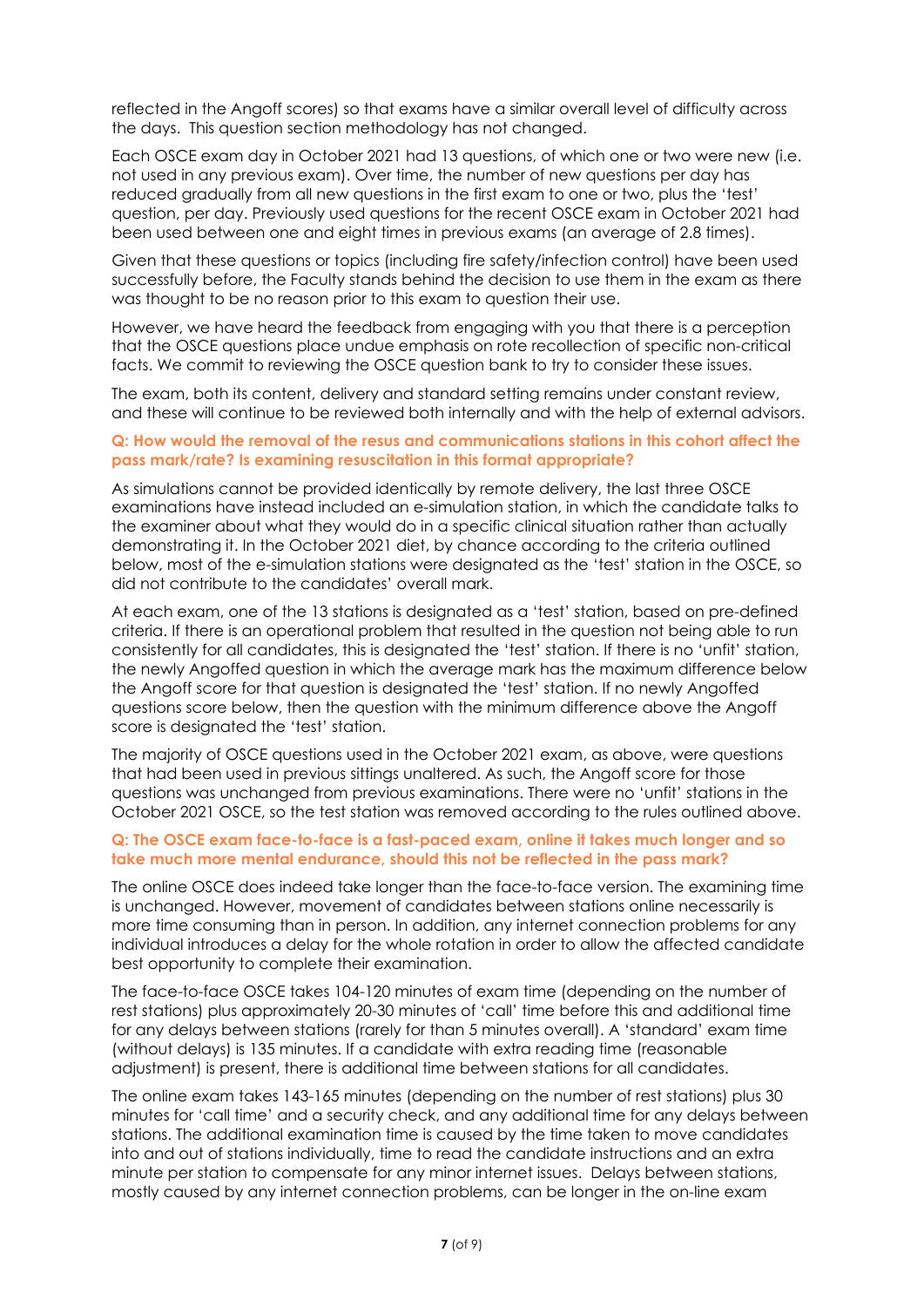reflected in the Angoff scores) so that exams have a similar overall level of difficulty across the days. This question section methodology has not changed.

Each OSCE exam day in October 2021 had 13 questions, of which one or two were new (i.e. not used in any previous exam). Over time, the number of new questions per day has reduced gradually from all new questions in the first exam to one or two, plus the 'test' question, per day. Previously used questions for the recent OSCE exam in October 2021 had been used between one and eight times in previous exams (an average of 2.8 times).

Given that these questions or topics (including fire safety/infection control) have been used successfully before, the Faculty stands behind the decision to use them in the exam as there was thought to be no reason prior to this exam to question their use.

However, we have heard the feedback from engaging with you that there is a perception that the OSCE questions place undue emphasis on rote recollection of specific non-critical facts. We commit to reviewing the OSCE question bank to try to consider these issues.

The exam, both its content, delivery and standard setting remains under constant review, and these will continue to be reviewed both internally and with the help of external advisors.

**Q: How would the removal of the resus and communications stations in this cohort affect the pass mark/rate? Is examining resuscitation in this format appropriate?**

As simulations cannot be provided identically by remote delivery, the last three OSCE examinations have instead included an e-simulation station, in which the candidate talks to the examiner about what they would do in a specific clinical situation rather than actually demonstrating it. In the October 2021 diet, by chance according to the criteria outlined below, most of the e-simulation stations were designated as the 'test' station in the OSCE, so did not contribute to the candidates' overall mark.

At each exam, one of the 13 stations is designated as a 'test' station, based on pre-defined criteria. If there is an operational problem that resulted in the question not being able to run consistently for all candidates, this is designated the 'test' station. If there is no 'unfit' station, the newly Angoffed question in which the average mark has the maximum difference below the Angoff score for that question is designated the 'test' station. If no newly Angoffed questions score below, then the question with the minimum difference above the Angoff score is designated the 'test' station.

The majority of OSCE questions used in the October 2021 exam, as above, were questions that had been used in previous sittings unaltered. As such, the Angoff score for those questions was unchanged from previous examinations. There were no 'unfit' stations in the October 2021 OSCE, so the test station was removed according to the rules outlined above.

**Q: The OSCE exam face-to-face is a fast-paced exam, online it takes much longer and so take much more mental endurance, should this not be reflected in the pass mark?**

The online OSCE does indeed take longer than the face-to-face version. The examining time is unchanged. However, movement of candidates between stations online necessarily is more time consuming than in person. In addition, any internet connection problems for any individual introduces a delay for the whole rotation in order to allow the affected candidate best opportunity to complete their examination.

The face-to-face OSCE takes 104-120 minutes of exam time (depending on the number of rest stations) plus approximately 20-30 minutes of 'call' time before this and additional time for any delays between stations (rarely for than 5 minutes overall). A 'standard' exam time (without delays) is 135 minutes. If a candidate with extra reading time (reasonable adjustment) is present, there is additional time between stations for all candidates.

The online exam takes 143-165 minutes (depending on the number of rest stations) plus 30 minutes for 'call time' and a security check, and any additional time for any delays between stations. The additional examination time is caused by the time taken to move candidates into and out of stations individually, time to read the candidate instructions and an extra minute per station to compensate for any minor internet issues. Delays between stations, mostly caused by any internet connection problems, can be longer in the on-line exam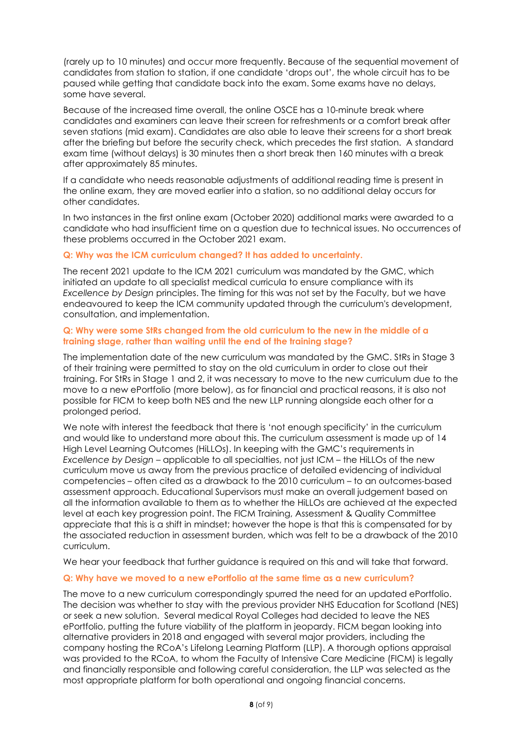(rarely up to 10 minutes) and occur more frequently. Because of the sequential movement of candidates from station to station, if one candidate 'drops out', the whole circuit has to be paused while getting that candidate back into the exam. Some exams have no delays, some have several.

Because of the increased time overall, the online OSCE has a 10-minute break where candidates and examiners can leave their screen for refreshments or a comfort break after seven stations (mid exam). Candidates are also able to leave their screens for a short break after the briefing but before the security check, which precedes the first station. A standard exam time (without delays) is 30 minutes then a short break then 160 minutes with a break after approximately 85 minutes.

If a candidate who needs reasonable adjustments of additional reading time is present in the online exam, they are moved earlier into a station, so no additional delay occurs for other candidates.

In two instances in the first online exam (October 2020) additional marks were awarded to a candidate who had insufficient time on a question due to technical issues. No occurrences of these problems occurred in the October 2021 exam.

**Q: Why was the ICM curriculum changed? It has added to uncertainty.**

The recent 2021 update to the ICM 2021 curriculum was mandated by the GMC, which initiated an update to all specialist medical curricula to ensure compliance with its *Excellence by Design* principles. The timing for this was not set by the Faculty, but we have endeavoured to keep the ICM community updated through the curriculum's development, consultation, and implementation.

**Q: Why were some StRs changed from the old curriculum to the new in the middle of a training stage, rather than waiting until the end of the training stage?**

The implementation date of the new curriculum was mandated by the GMC. StRs in Stage 3 of their training were permitted to stay on the old curriculum in order to close out their training. For StRs in Stage 1 and 2, it was necessary to move to the new curriculum due to the move to a new ePortfolio (more below), as for financial and practical reasons, it is also not possible for FICM to keep both NES and the new LLP running alongside each other for a prolonged period.

We note with interest the feedback that there is 'not enough specificity' in the curriculum and would like to understand more about this. The curriculum assessment is made up of 14 High Level Learning Outcomes (HiLLOs). In keeping with the GMC's requirements in *Excellence by Design* – applicable to all specialties, not just ICM – the HiLLOs of the new curriculum move us away from the previous practice of detailed evidencing of individual competencies – often cited as a drawback to the 2010 curriculum – to an outcomes-based assessment approach. Educational Supervisors must make an overall judgement based on all the information available to them as to whether the HiLLOs are achieved at the expected level at each key progression point. The FICM Training, Assessment & Quality Committee appreciate that this is a shift in mindset; however the hope is that this is compensated for by the associated reduction in assessment burden, which was felt to be a drawback of the 2010 curriculum.

We hear your feedback that further guidance is required on this and will take that forward.

**Q: Why have we moved to a new ePortfolio at the same time as a new curriculum?**

The move to a new curriculum correspondingly spurred the need for an updated ePortfolio. The decision was whether to stay with the previous provider NHS Education for Scotland (NES) or seek a new solution. Several medical Royal Colleges had decided to leave the NES ePortfolio, putting the future viability of the platform in jeopardy. FICM began looking into alternative providers in 2018 and engaged with several major providers, including the company hosting the RCoA's Lifelong Learning Platform (LLP). A thorough options appraisal was provided to the RCoA, to whom the Faculty of Intensive Care Medicine (FICM) is legally and financially responsible and following careful consideration, the LLP was selected as the most appropriate platform for both operational and ongoing financial concerns.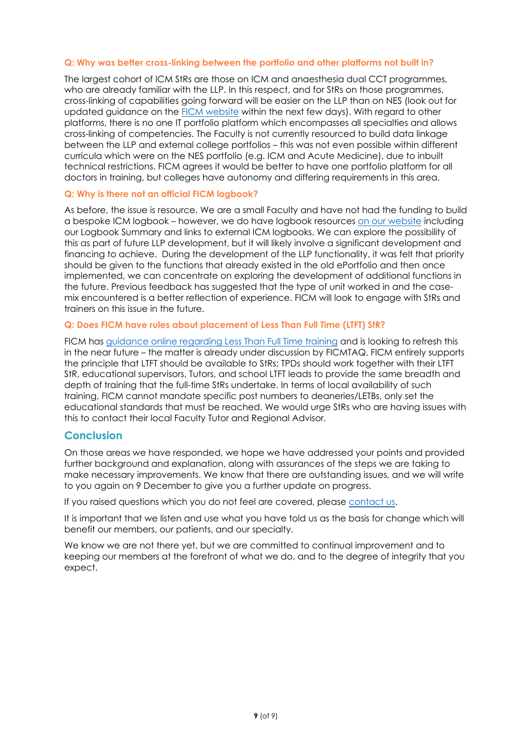**Q: Why was better cross-linking between the portfolio and other platforms not built in?**

The largest cohort of ICM StRs are those on ICM and anaesthesia dual CCT programmes, who are already familiar with the LLP. In this respect, and for StRs on those programmes, cross-linking of capabilities going forward will be easier on the LLP than on NES (look out for updated guidance on the FICM website within the next few days). With regard to other platforms, there is no one IT portfolio platform which encompasses all specialties and allows cross-linking of competencies. The Faculty is not currently resourced to build data linkage between the LLP and external college portfolios – this was not even possible within different curricula which were on the NES portfolio (e.g. ICM and Acute Medicine), due to inbuilt technical restrictions. FICM agrees it would be better to have one portfolio platform for all doctors in training, but colleges have autonomy and differing requirements in this area.

**Q: Why is there not an official FICM logbook?**

As before, the issue is resource. We are a small Faculty and have not had the funding to build a bespoke ICM logbook – however, we do have logbook resources on our website including our Logbook Summary and links to external ICM logbooks. We can explore the possibility of this as part of future LLP development, but it will likely involve a significant development and financing to achieve. During the development of the LLP functionality, it was felt that priority should be given to the functions that already existed in the old ePortfolio and then once implemented, we can concentrate on exploring the development of additional functions in the future. Previous feedback has suggested that the type of unit worked in and the case-mix encountered is a better reflection of experience. FICM will look to engage with StRs and trainers on this issue in the future.

**Q: Does FICM have rules about placement of Less Than Full Time (LTFT) StR?**

FICM has guidance online regarding Less Than Full Time training and is looking to refresh this in the near future – the matter is already under discussion by FICMTAQ. FICM entirely supports the principle that LTFT should be available to StRs; TPDs should work together with their LTFT StR, educational supervisors, Tutors, and school LTFT leads to provide the same breadth and depth of training that the full-time StRs undertake. In terms of local availability of such training, FICM cannot mandate specific post numbers to deaneries/LETBs, only set the educational standards that must be reached. We would urge StRs who are having issues with this to contact their local Faculty Tutor and Regional Advisor.

## Conclusion

On those areas we have responded, we hope we have addressed your points and provided further background and explanation, along with assurances of the steps we are taking to make necessary improvements. We know that there are outstanding issues, and we will write to you again on 9 December to give you a further update on progress.

If you raised questions which you do not feel are covered, please contact us.

It is important that we listen and use what you have told us as the basis for change which will benefit our members, our patients, and our specialty.

We know we are not there yet, but we are committed to continual improvement and to keeping our members at the forefront of what we do, and to the degree of integrity that you expect.